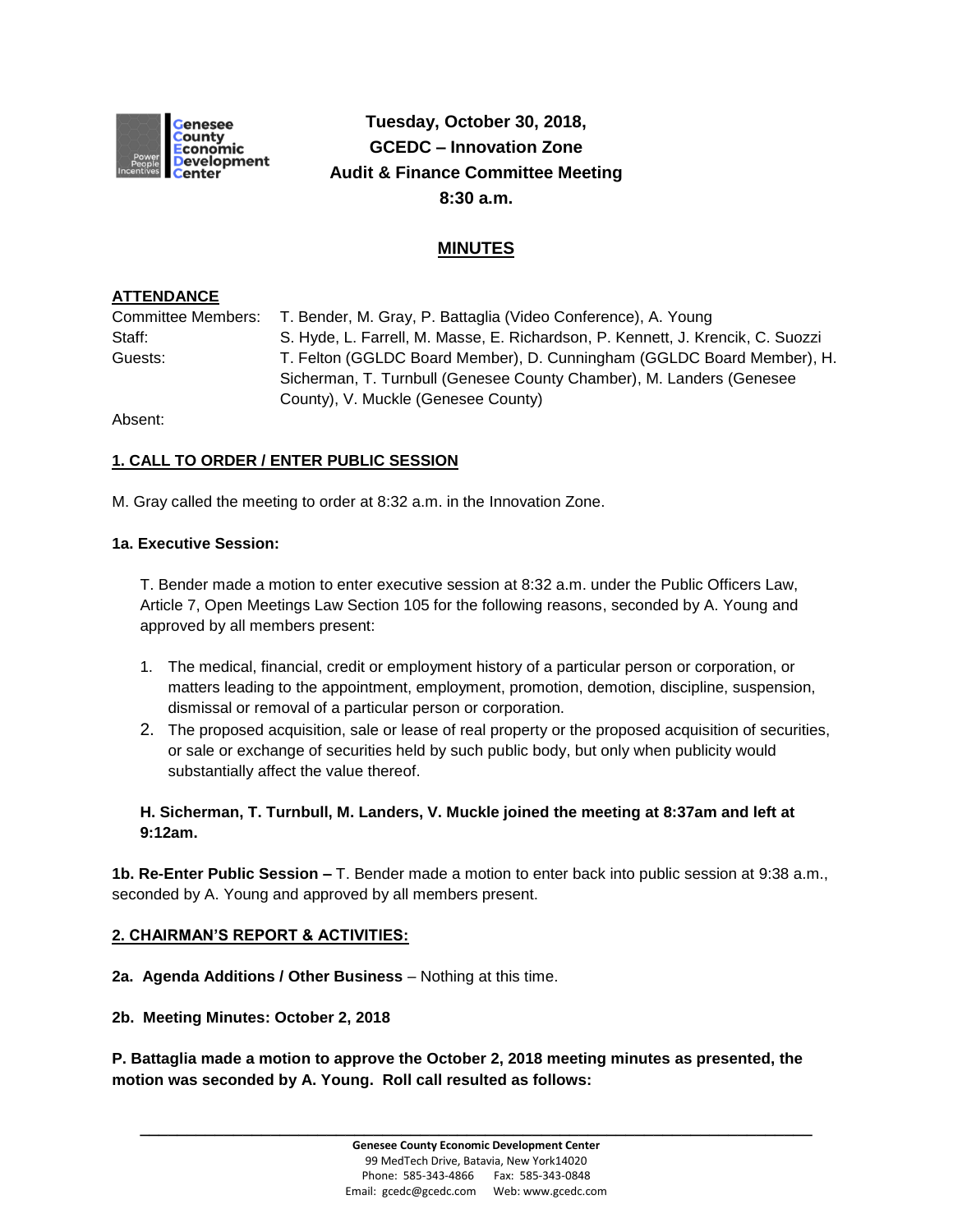**Tuesday, October 30, 2018,**
**GCEDC – Innovation Zone**
**Audit & Finance Committee Meeting**
**8:30 a.m.**

# MINUTES

## ATTENDANCE

Committee Members: T. Bender, M. Gray, P. Battaglia (Video Conference), A. Young

Staff: S. Hyde, L. Farrell, M. Masse, E. Richardson, P. Kennett, J. Krencik, C. Suozzi

Guests: T. Felton (GGLDC Board Member), D. Cunningham (GGLDC Board Member), H. Sicherman, T. Turnbull (Genesee County Chamber), M. Landers (Genesee County), V. Muckle (Genesee County)

Absent:

## 1. CALL TO ORDER / ENTER PUBLIC SESSION

M. Gray called the meeting to order at 8:32 a.m. in the Innovation Zone.

**1a. Executive Session:**

T. Bender made a motion to enter executive session at 8:32 a.m. under the Public Officers Law, Article 7, Open Meetings Law Section 105 for the following reasons, seconded by A. Young and approved by all members present:

1. The medical, financial, credit or employment history of a particular person or corporation, or matters leading to the appointment, employment, promotion, demotion, discipline, suspension, dismissal or removal of a particular person or corporation.
2. The proposed acquisition, sale or lease of real property or the proposed acquisition of securities, or sale or exchange of securities held by such public body, but only when publicity would substantially affect the value thereof.

**H. Sicherman, T. Turnbull, M. Landers, V. Muckle joined the meeting at 8:37am and left at 9:12am.**

**1b. Re-Enter Public Session –** T. Bender made a motion to enter back into public session at 9:38 a.m., seconded by A. Young and approved by all members present.

## 2. CHAIRMAN'S REPORT & ACTIVITIES:

**2a. Agenda Additions / Other Business** – Nothing at this time.

**2b. Meeting Minutes: October 2, 2018**

**P. Battaglia made a motion to approve the October 2, 2018 meeting minutes as presented, the motion was seconded by A. Young. Roll call resulted as follows:**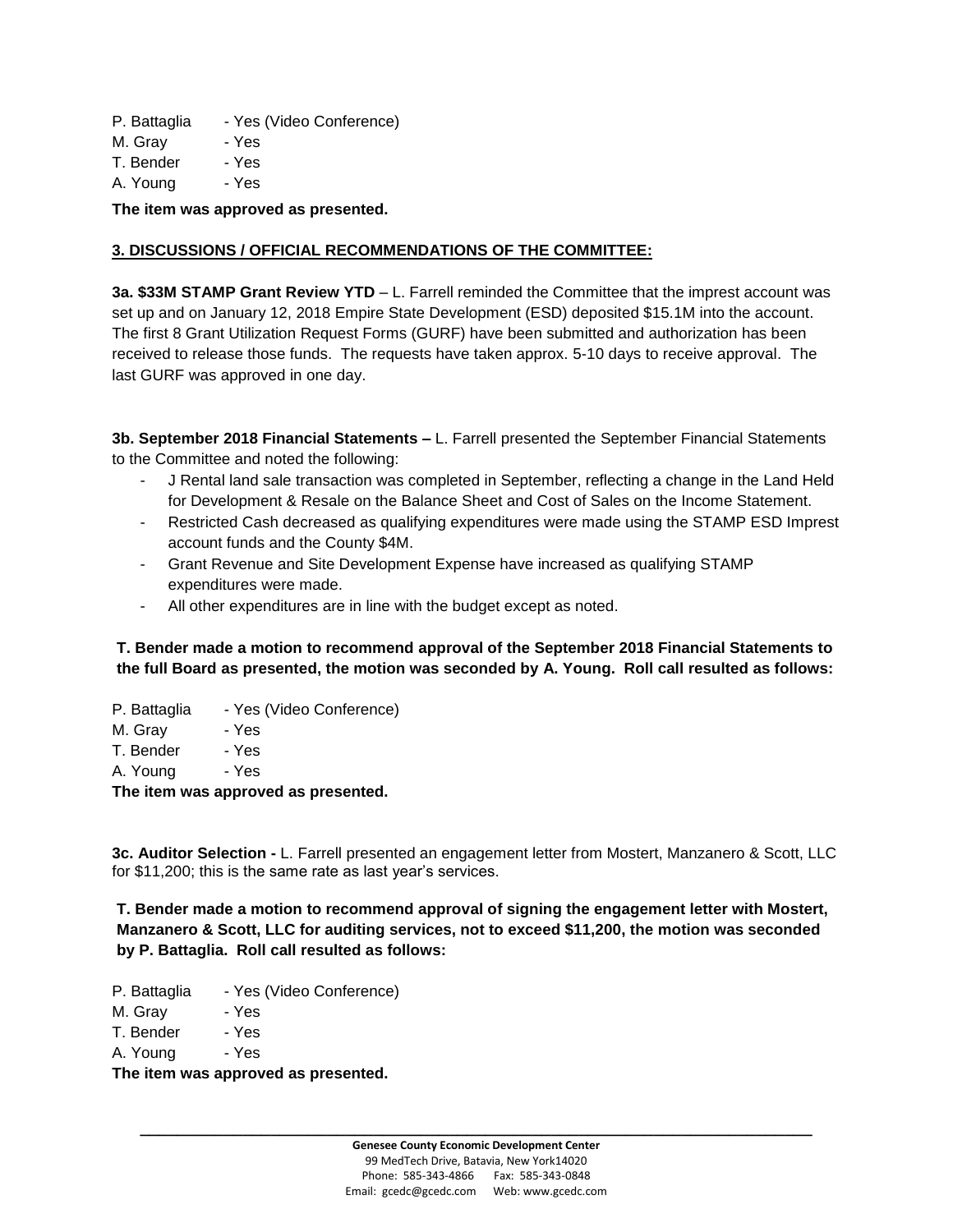P. Battaglia - Yes (Video Conference)
M. Gray - Yes
T. Bender - Yes
A. Young - Yes

**The item was approved as presented.**

## 3. DISCUSSIONS / OFFICIAL RECOMMENDATIONS OF THE COMMITTEE:

**3a. $33M STAMP Grant Review YTD** – L. Farrell reminded the Committee that the imprest account was set up and on January 12, 2018 Empire State Development (ESD) deposited $15.1M into the account. The first 8 Grant Utilization Request Forms (GURF) have been submitted and authorization has been received to release those funds. The requests have taken approx. 5-10 days to receive approval. The last GURF was approved in one day.

**3b. September 2018 Financial Statements –** L. Farrell presented the September Financial Statements to the Committee and noted the following:

- J Rental land sale transaction was completed in September, reflecting a change in the Land Held for Development & Resale on the Balance Sheet and Cost of Sales on the Income Statement.
- Restricted Cash decreased as qualifying expenditures were made using the STAMP ESD Imprest account funds and the County $4M.
- Grant Revenue and Site Development Expense have increased as qualifying STAMP expenditures were made.
- All other expenditures are in line with the budget except as noted.

**T. Bender made a motion to recommend approval of the September 2018 Financial Statements to the full Board as presented, the motion was seconded by A. Young. Roll call resulted as follows:**

P. Battaglia - Yes (Video Conference)
M. Gray - Yes
T. Bender - Yes
A. Young - Yes

**The item was approved as presented.**

**3c. Auditor Selection -** L. Farrell presented an engagement letter from Mostert, Manzanero & Scott, LLC for $11,200; this is the same rate as last year's services.

**T. Bender made a motion to recommend approval of signing the engagement letter with Mostert, Manzanero & Scott, LLC for auditing services, not to exceed $11,200, the motion was seconded by P. Battaglia. Roll call resulted as follows:**

P. Battaglia - Yes (Video Conference)
M. Gray - Yes
T. Bender - Yes
A. Young - Yes

**The item was approved as presented.**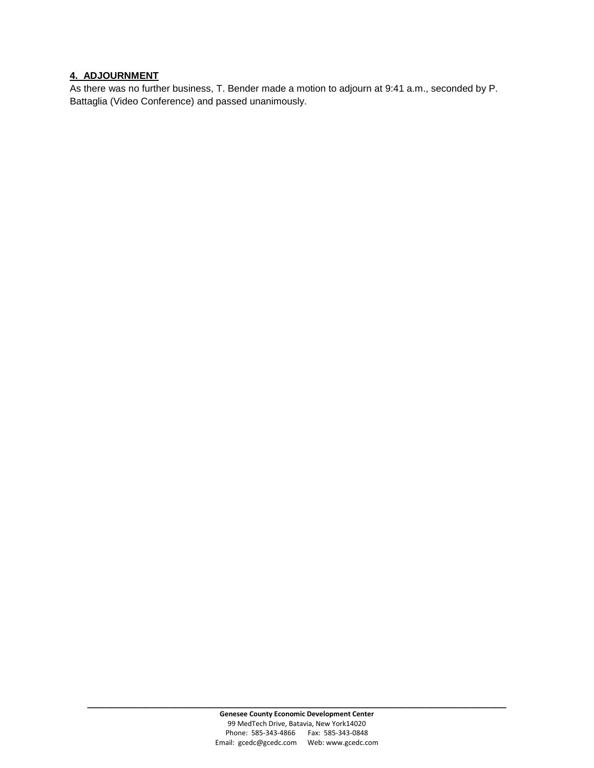**4. ADJOURNMENT**

As there was no further business, T. Bender made a motion to adjourn at 9:41 a.m., seconded by P. Battaglia (Video Conference) and passed unanimously.